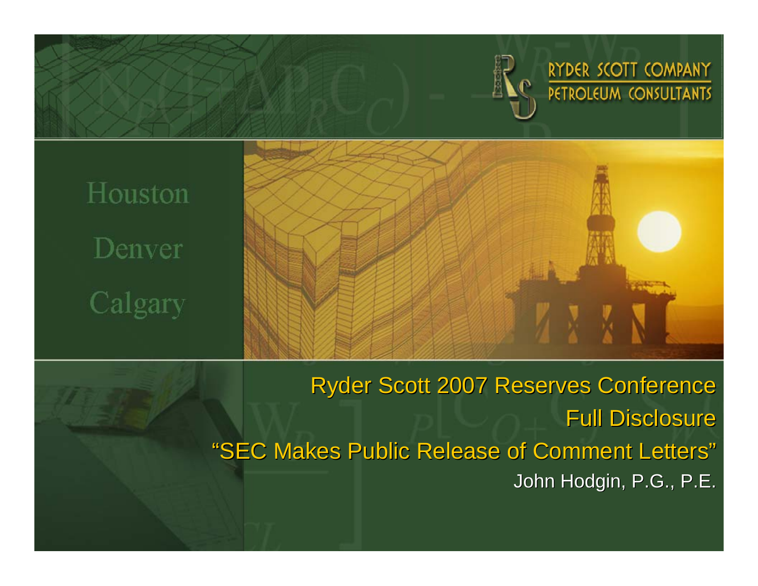RYDER SCOTT COMPANY
PETROLEUM CONSULTANTS

Houston

Denver

Calgary

# Ryder Scott 2007 Reserves Conference

## Full Disclosure

## "SEC Makes Public Release of Comment Letters"

John Hodgin, P.G., P.E.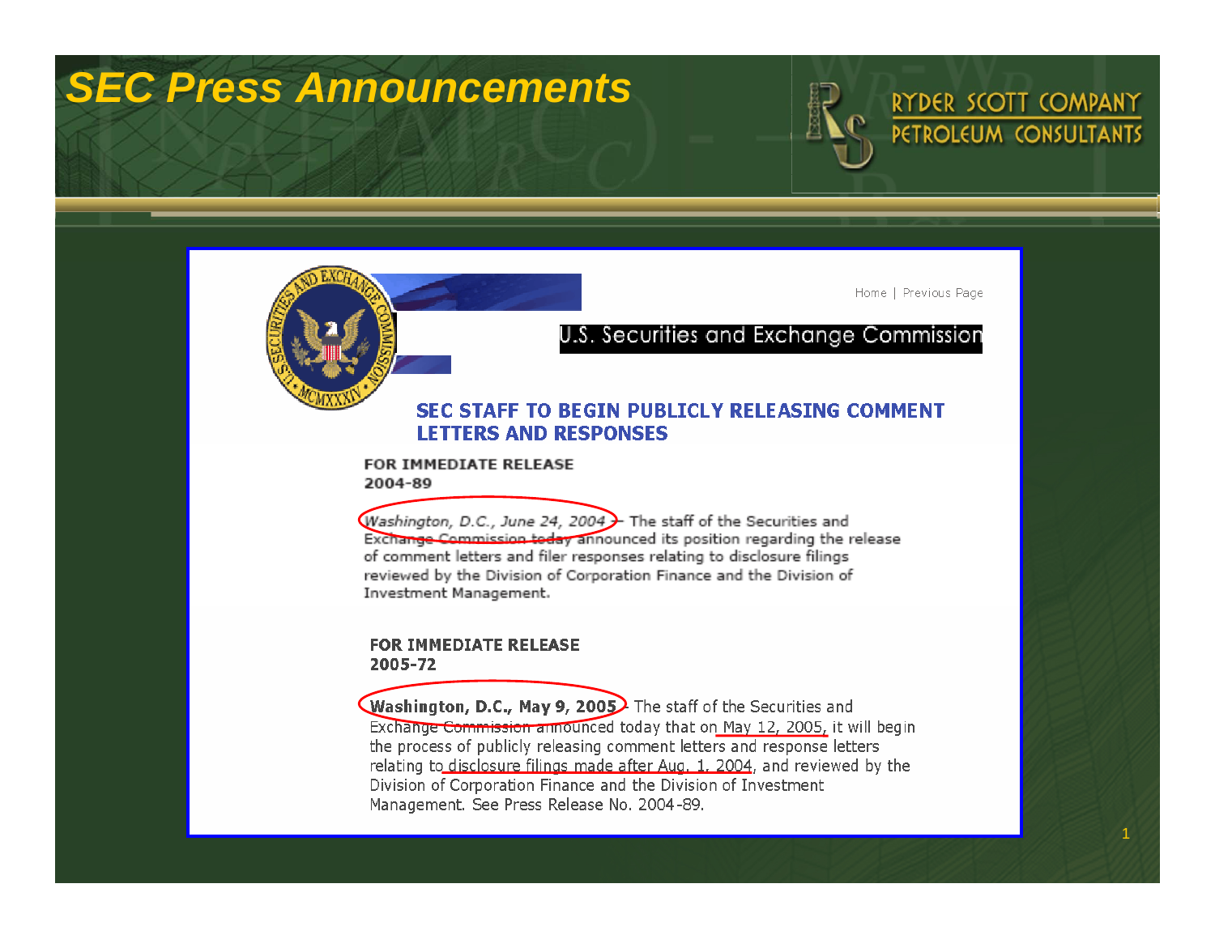# SEC Press Announcements

RYDER SCOTT COMPANY
PETROLEUM CONSULTANTS

Home | Previous Page

U.S. Securities and Exchange Commission

## SEC STAFF TO BEGIN PUBLICLY RELEASING COMMENT LETTERS AND RESPONSES

**FOR IMMEDIATE RELEASE**
**2004-89**

*Washington, D.C., June 24, 2004* -- The staff of the Securities and Exchange Commission today announced its position regarding the release of comment letters and filer responses relating to disclosure filings reviewed by the Division of Corporation Finance and the Division of Investment Management.

**FOR IMMEDIATE RELEASE**
**2005-72**

**Washington, D.C., May 9, 2005** - The staff of the Securities and Exchange Commission announced today that on May 12, 2005, it will begin the process of publicly releasing comment letters and response letters relating to disclosure filings made after Aug. 1, 2004, and reviewed by the Division of Corporation Finance and the Division of Investment Management. See Press Release No. 2004-89.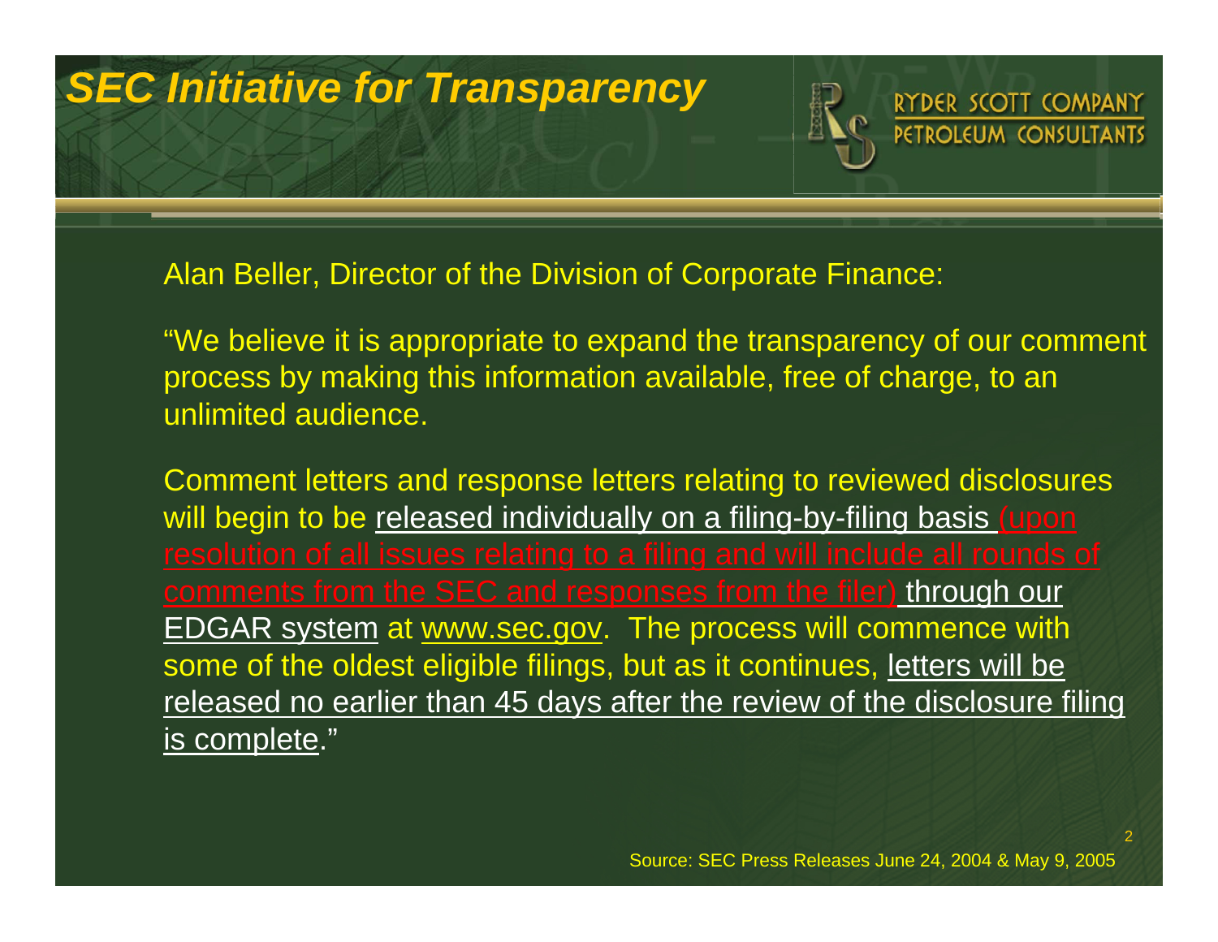# *SEC Initiative for Transparency*

RYDER SCOTT COMPANY
PETROLEUM CONSULTANTS

Alan Beller, Director of the Division of Corporate Finance:

"We believe it is appropriate to expand the transparency of our comment process by making this information available, free of charge, to an unlimited audience.

Comment letters and response letters relating to reviewed disclosures will begin to be released individually on a filing-by-filing basis (upon resolution of all issues relating to a filing and will include all rounds of comments from the SEC and responses from the filer) through our EDGAR system at www.sec.gov. The process will commence with some of the oldest eligible filings, but as it continues, letters will be released no earlier than 45 days after the review of the disclosure filing is complete."

Source: SEC Press Releases June 24, 2004 & May 9, 2005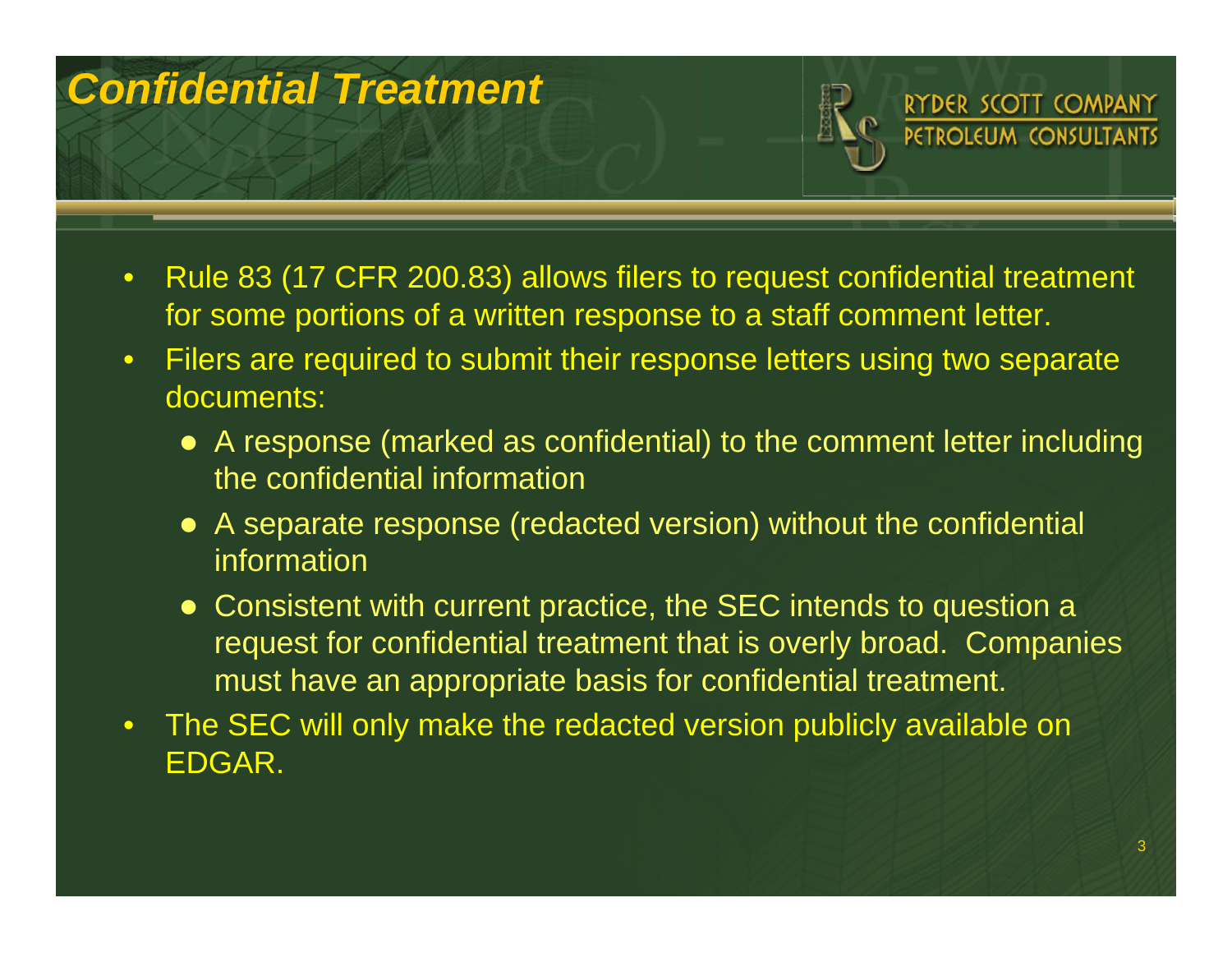# Confidential Treatment

RYDER SCOTT COMPANY
PETROLEUM CONSULTANTS

- Rule 83 (17 CFR 200.83) allows filers to request confidential treatment for some portions of a written response to a staff comment letter.
- Filers are required to submit their response letters using two separate documents:
  - A response (marked as confidential) to the comment letter including the confidential information
  - A separate response (redacted version) without the confidential information
  - Consistent with current practice, the SEC intends to question a request for confidential treatment that is overly broad. Companies must have an appropriate basis for confidential treatment.
- The SEC will only make the redacted version publicly available on EDGAR.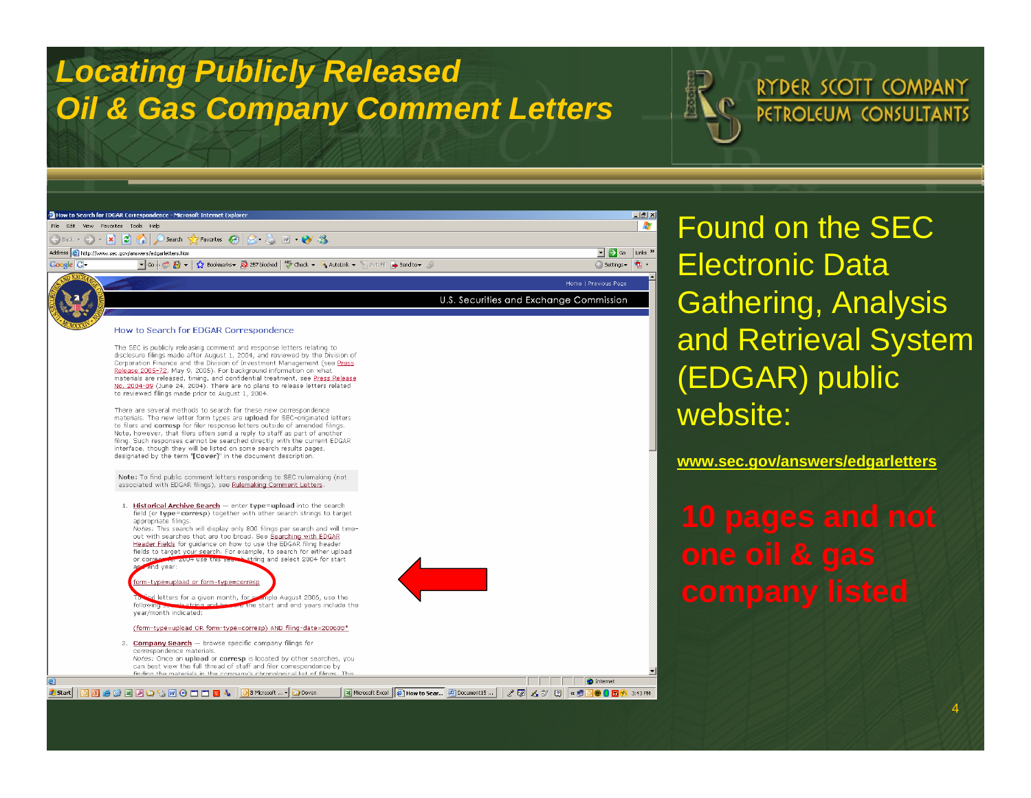# Locating Publicly Released Oil & Gas Company Comment Letters

RYDER SCOTT COMPANY
PETROLEUM CONSULTANTS

### How to Search for EDGAR Correspondence

The SEC is publicly releasing comment and response letters relating to disclosure filings made after August 1, 2004, and reviewed by the Division of Corporation Finance and the Division of Investment Management (see Press Release 2005-72, May 9, 2005). For background information on what materials are released, timing, and confidential treatment, see Press Release No. 2004-89 (June 24, 2004). There are no plans to release letters related to reviewed filings made prior to August 1, 2004.

There are several methods to search for these new correspondence materials. The new letter form types are **upload** for SEC-originated letters to filers and **corresp** for filer response letters outside of amended filings. Note, however, that filers often send a reply to staff as part of another filing. Such responses cannot be searched directly with the current EDGAR interface, though they will be listed on some search results pages, designated by the term "[Cover]" in the document description.

**Note:** To find public comment letters responding to SEC rulemaking (not associated with EDGAR filings), see Rulemaking Comment Letters.

1. **Historical Archive Search** — enter **type=upload** into the search field (or **type=corresp**) together with other search strings to target appropriate filings.
   *Notes:* This search will display only 800 filings per search and will time-out with searches that are too broad. See Searching with EDGAR Header Fields for guidance on how to use the EDGAR filing header fields to target your search. For example, to search for either upload or corresp for 2004 use this search string and select 2004 for start and end year:

   form-type=upload or form-type=corresp

   To find letters for a given month, for example August 2005, use the following search string and be sure the start and end years include the year/month indicated:

   (form-type=upload OR form-type=corresp) AND filing-date=200508*

2. **Company Search** — browse specific company filings for correspondence materials.
   *Notes:* Once an **upload** or **corresp** is located by other searches, you can best view the full thread of staff and filer correspondence by finding the materials in the company's chronological list of filings. This

Found on the SEC Electronic Data Gathering, Analysis and Retrieval System (EDGAR) public website:

**www.sec.gov/answers/edgarletters**

**10 pages and not one oil & gas company listed**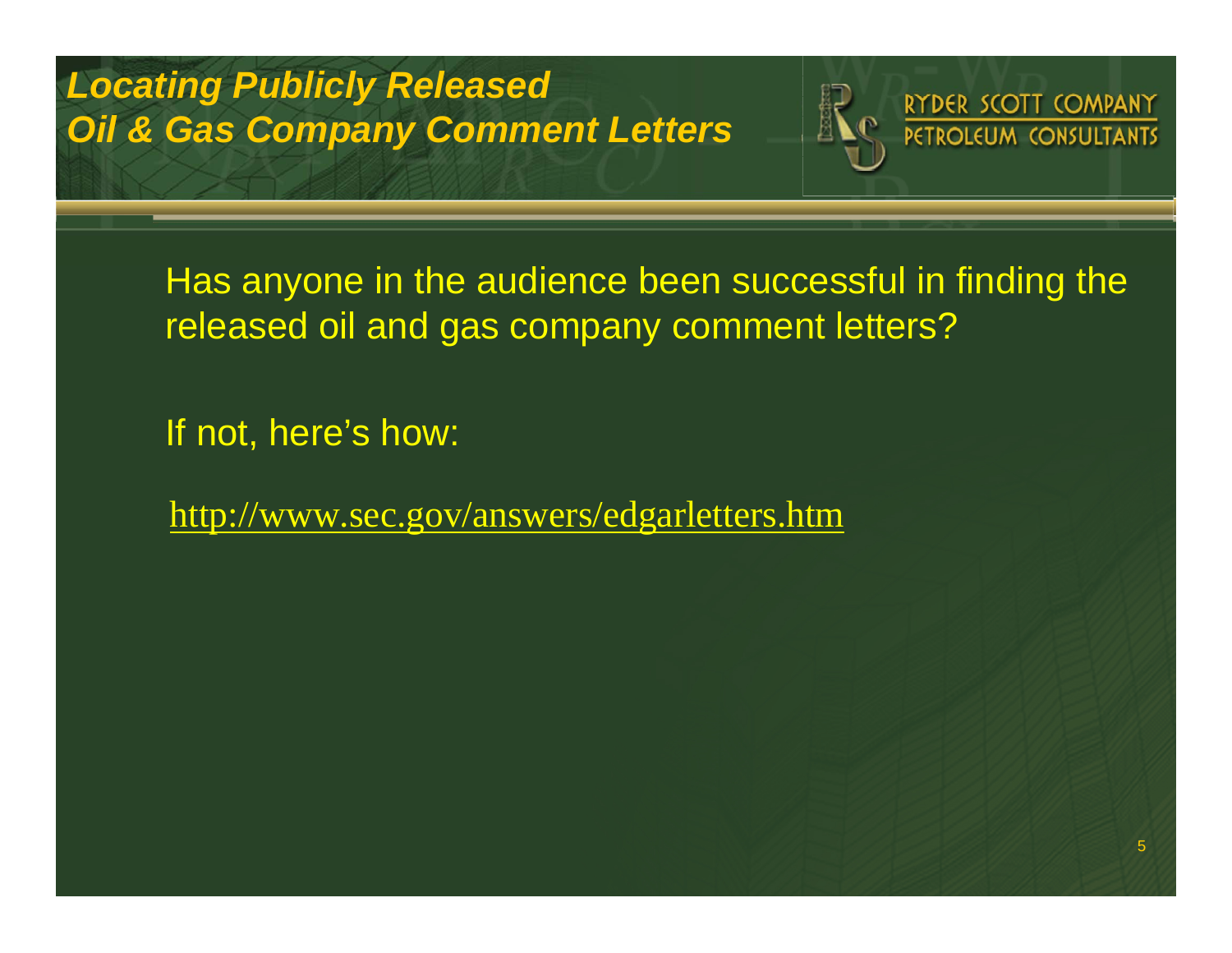# *Locating Publicly Released Oil & Gas Company Comment Letters*

RYDER SCOTT COMPANY
PETROLEUM CONSULTANTS

Has anyone in the audience been successful in finding the released oil and gas company comment letters?

If not, here's how:

http://www.sec.gov/answers/edgarletters.htm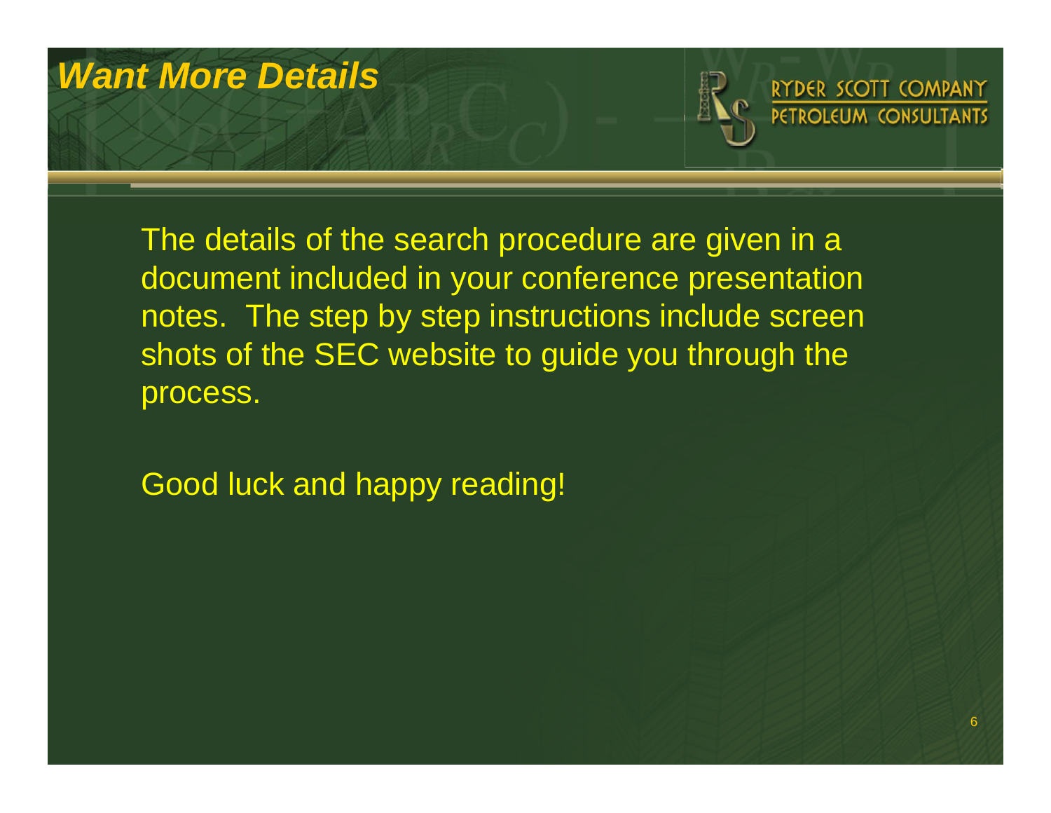# Want More Details

The details of the search procedure are given in a document included in your conference presentation notes. The step by step instructions include screen shots of the SEC website to guide you through the process.

Good luck and happy reading!